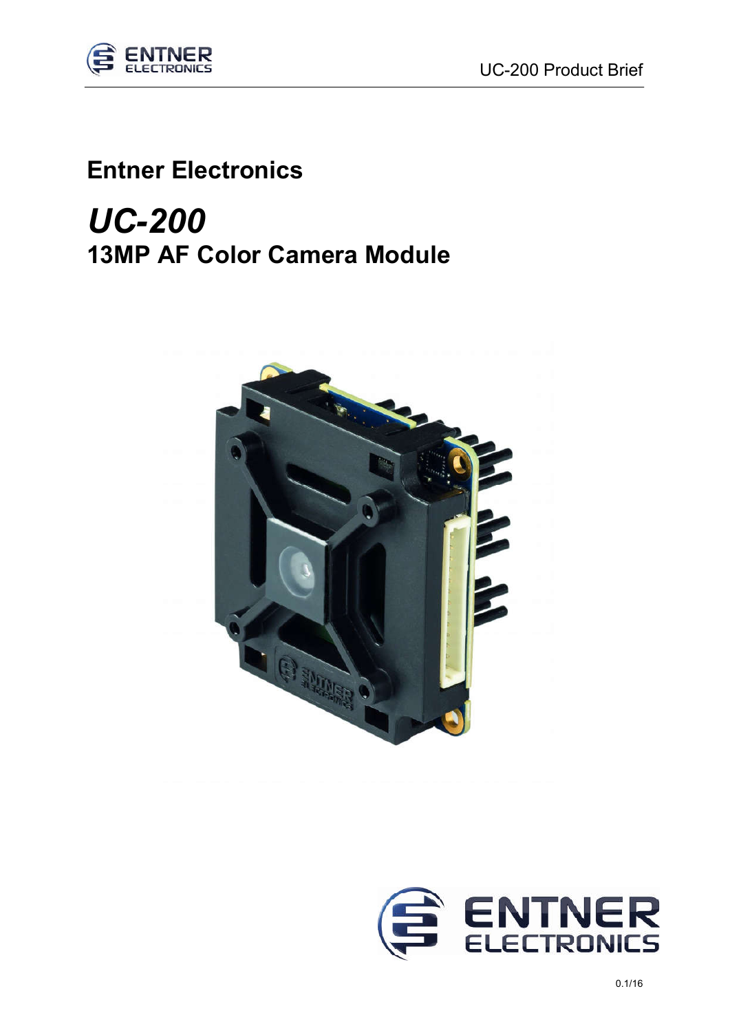# Entner Electronics

## *UC-200*

## 13MP AF Color Camera Module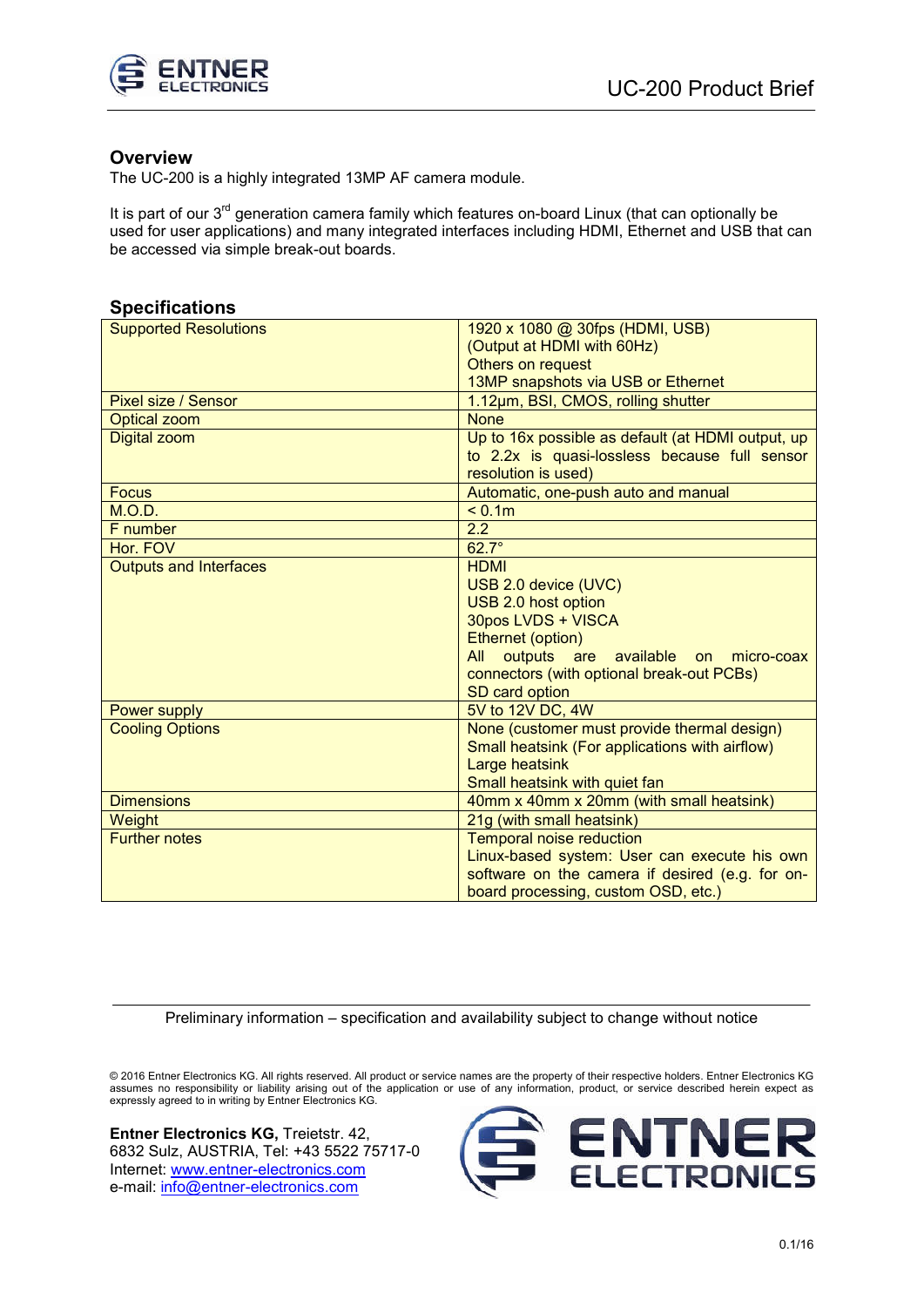## Overview

The UC-200 is a highly integrated 13MP AF camera module.

It is part of our 3rd generation camera family which features on-board Linux (that can optionally be used for user applications) and many integrated interfaces including HDMI, Ethernet and USB that can be accessed via simple break-out boards.

## Specifications

| | |
|---|---|
| Supported Resolutions | 1920 x 1080 @ 30fps (HDMI, USB)<br>(Output at HDMI with 60Hz)<br>Others on request<br>13MP snapshots via USB or Ethernet |
| Pixel size / Sensor | 1.12µm, BSI, CMOS, rolling shutter |
| Optical zoom | None |
| Digital zoom | Up to 16x possible as default (at HDMI output, up to 2.2x is quasi-lossless because full sensor resolution is used) |
| Focus | Automatic, one-push auto and manual |
| M.O.D. | < 0.1m |
| F number | 2.2 |
| Hor. FOV | 62.7° |
| Outputs and Interfaces | HDMI<br>USB 2.0 device (UVC)<br>USB 2.0 host option<br>30pos LVDS + VISCA<br>Ethernet (option)<br>All outputs are available on micro-coax connectors (with optional break-out PCBs)<br>SD card option |
| Power supply | 5V to 12V DC, 4W |
| Cooling Options | None (customer must provide thermal design)<br>Small heatsink (For applications with airflow)<br>Large heatsink<br>Small heatsink with quiet fan |
| Dimensions | 40mm x 40mm x 20mm (with small heatsink) |
| Weight | 21g (with small heatsink) |
| Further notes | Temporal noise reduction<br>Linux-based system: User can execute his own software on the camera if desired (e.g. for on-board processing, custom OSD, etc.) |

Preliminary information – specification and availability subject to change without notice

© 2016 Entner Electronics KG. All rights reserved. All product or service names are the property of their respective holders. Entner Electronics KG assumes no responsibility or liability arising out of the application or use of any information, product, or service described herein expect as expressly agreed to in writing by Entner Electronics KG.

**Entner Electronics KG,** Treietstr. 42,
6832 Sulz, AUSTRIA, Tel: +43 5522 75717-0
Internet: www.entner-electronics.com
e-mail: info@entner-electronics.com